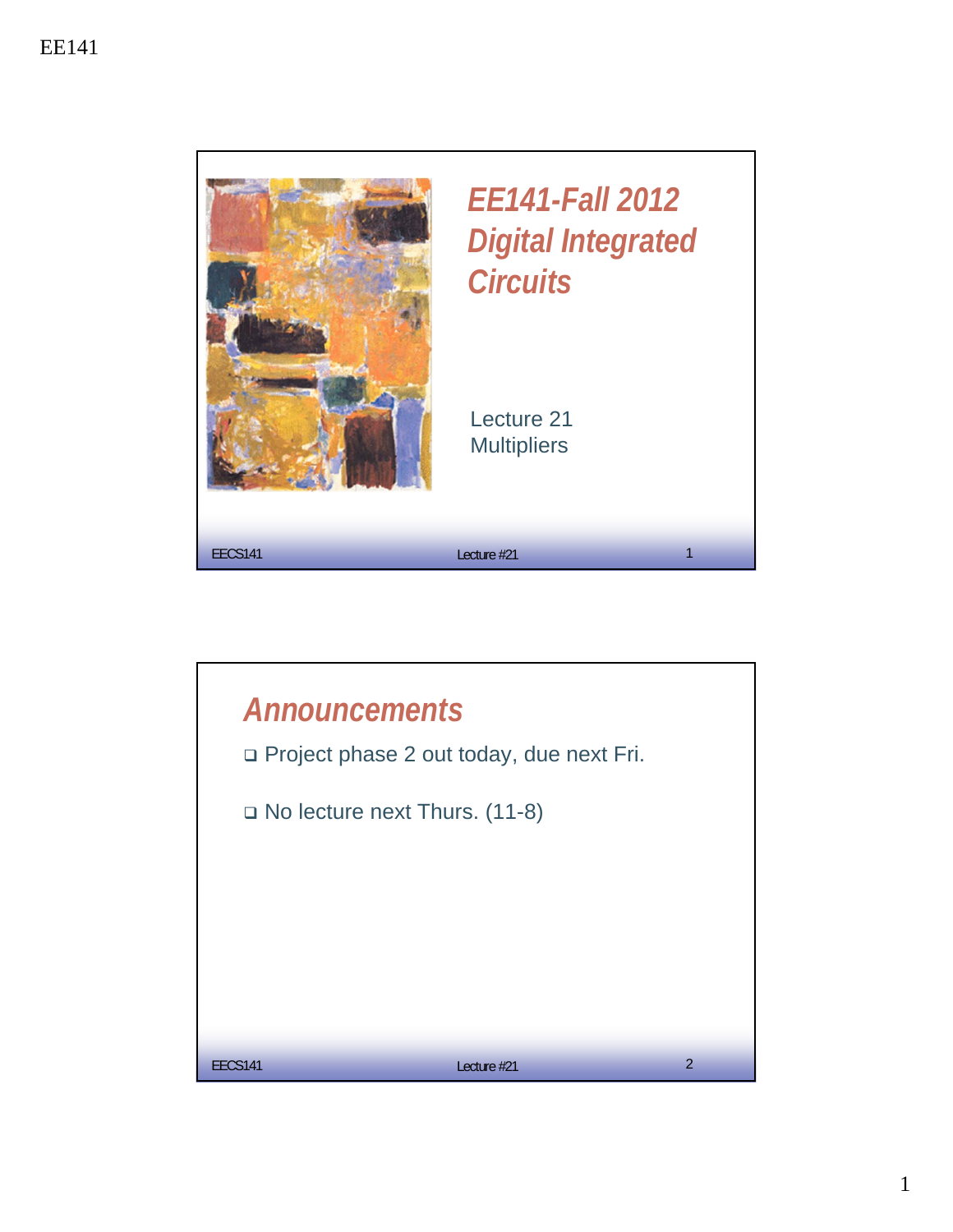# EE141-Fall 2012 Digital Integrated Circuits

Lecture 21
Multipliers

## Announcements

- Project phase 2 out today, due next Fri.
- No lecture next Thurs. (11-8)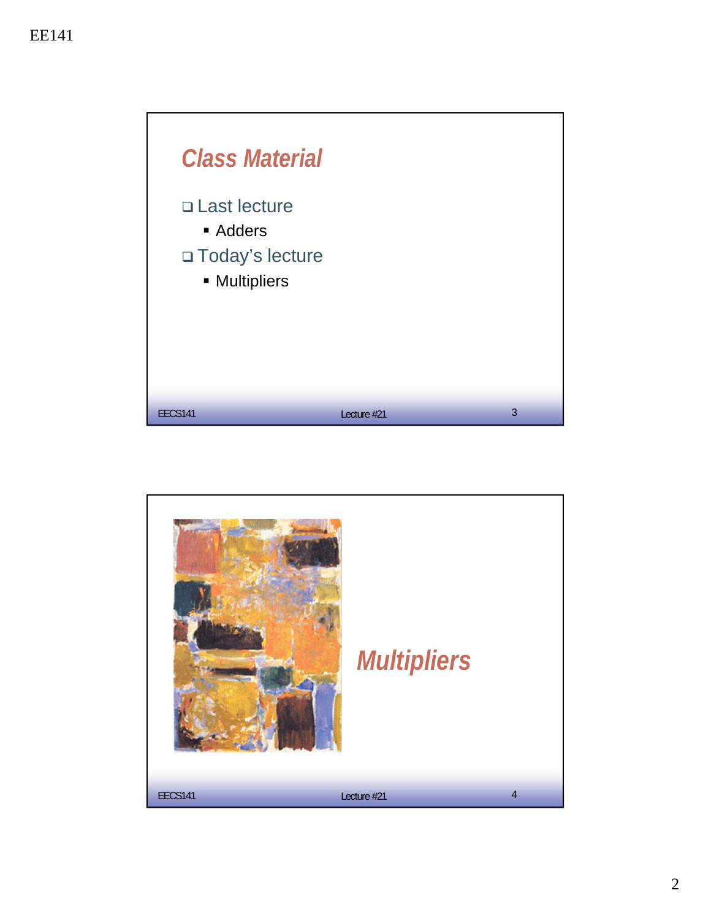## Class Material

- Last lecture
  - Adders
- Today's lecture
  - Multipliers

## Multipliers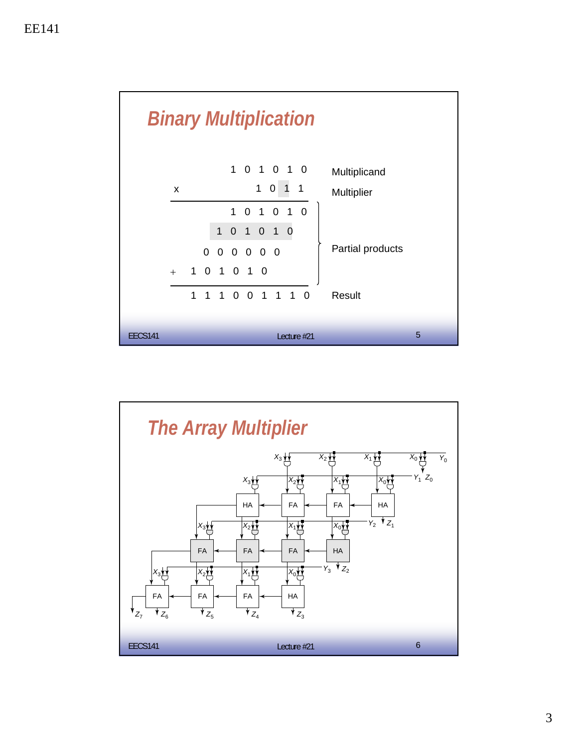## Binary Multiplication

```
                1 0 1 0 1 0      Multiplicand
x                   1 0 1 1      Multiplier
-------------------------------
                1 0 1 0 1 0  \
              1 0 1 0 1 0     |
            0 0 0 0 0 0       |  Partial products
+         1 0 1 0 1 0        /
-------------------------------
          1 1 1 0 0 1 1 1 0      Result
```

## The Array Multiplier

Inputs: $X_3$, $X_2$, $X_1$, $X_0$, $Y_0$, $Y_1$, $Y_2$, $Y_3$

Row 1: HA, FA, FA, HA

Row 2: FA, FA, FA, HA

Row 3: FA, FA, FA, HA

Outputs: $Z_7$, $Z_6$, $Z_5$, $Z_4$, $Z_3$, $Z_2$, $Z_1$, $Z_0$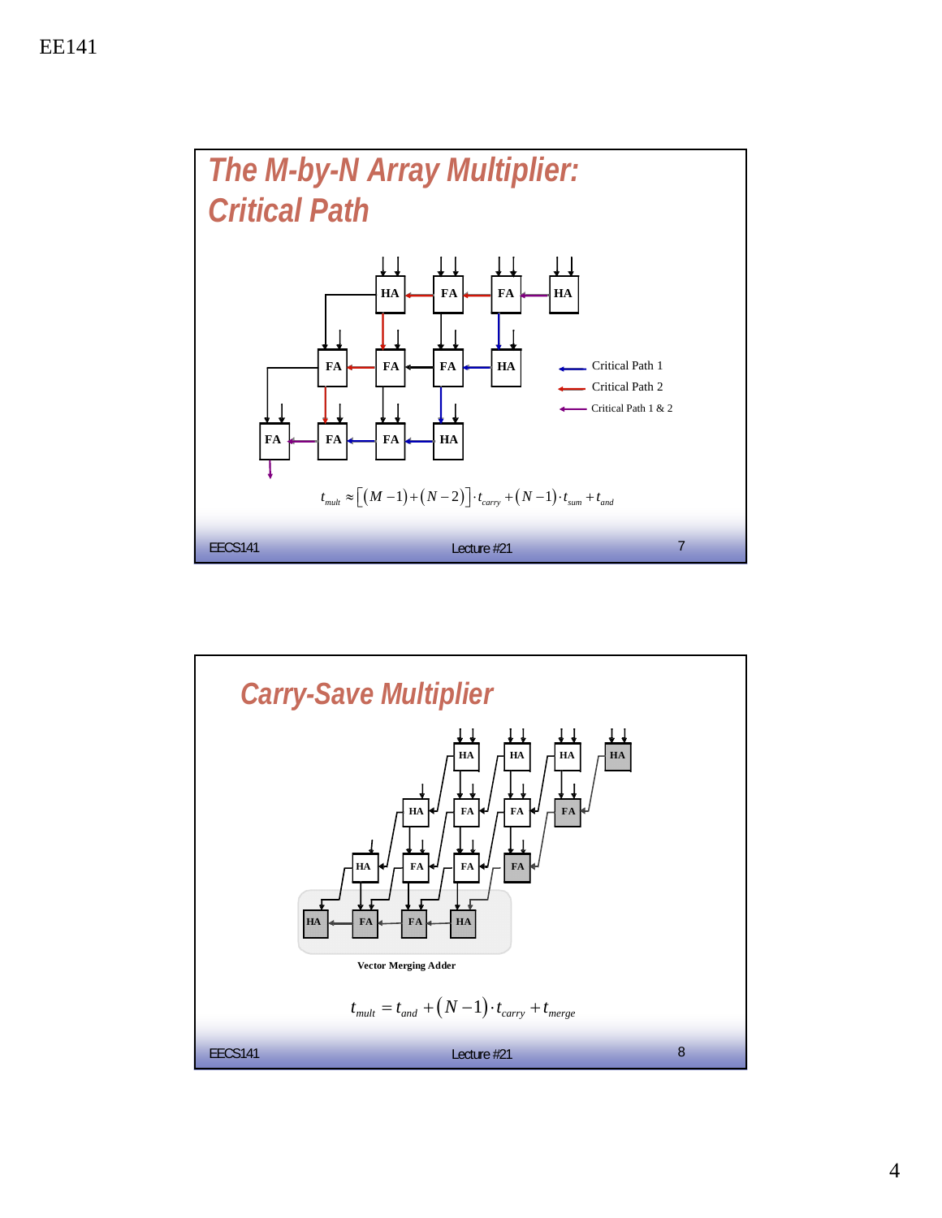## The M-by-N Array Multiplier: Critical Path

HA FA FA HA

FA FA FA HA

FA FA FA HA

Critical Path 1

Critical Path 2

Critical Path 1 & 2

$$t_{mult} \approx \left[(M-1)+(N-2)\right] \cdot t_{carry} + (N-1) \cdot t_{sum} + t_{and}$$

## Carry-Save Multiplier

HA HA HA HA

HA FA FA FA

HA FA FA FA

HA FA FA HA

Vector Merging Adder

$$t_{mult} = t_{and} + (N-1) \cdot t_{carry} + t_{merge}$$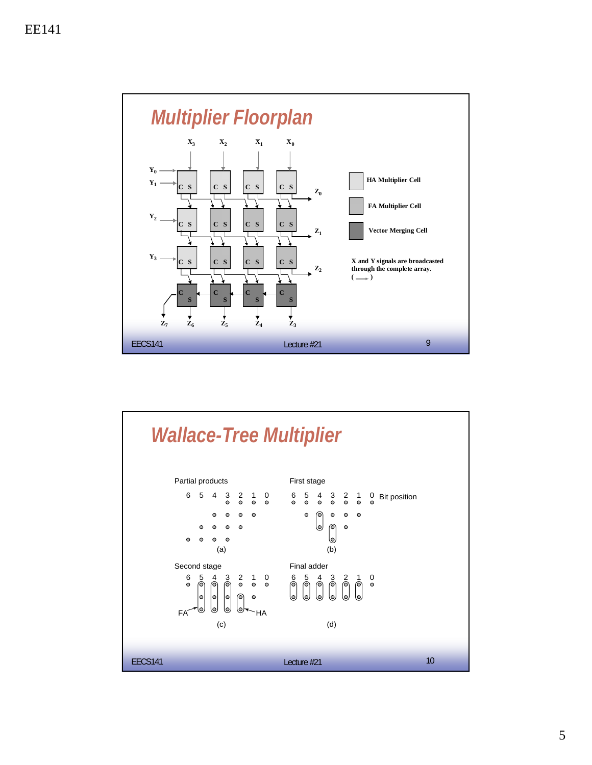## Multiplier Floorplan

$X_3$ $X_2$ $X_1$ $X_0$

$Y_0$ $Y_1$ $Y_2$ $Y_3$

$Z_0$ $Z_1$ $Z_2$ $Z_3$ $Z_4$ $Z_5$ $Z_6$ $Z_7$

HA Multiplier Cell

FA Multiplier Cell

Vector Merging Cell

**X and Y signals are broadcasted through the complete array.**

## Wallace-Tree Multiplier

Partial products

(a)

First stage

Bit position

(b)

Second stage

FA HA

(c)

Final adder

(d)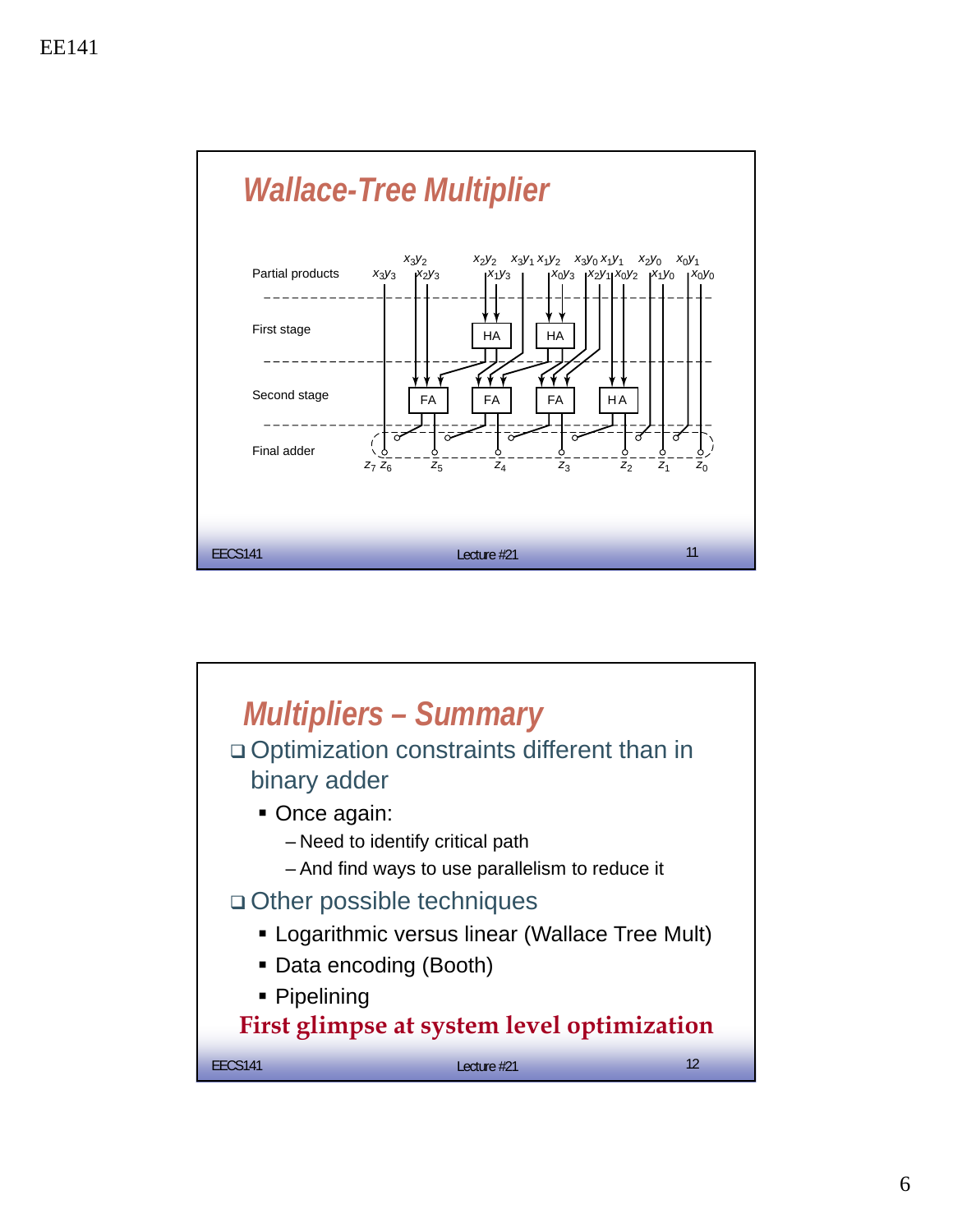## Wallace-Tree Multiplier

Partial products

First stage

Second stage

Final adder

$x_3y_3$ $x_3y_2$ $x_2y_3$ $x_2y_2$ $x_1y_3$ $x_3y_1$ $x_1y_2$ $x_0y_3$ $x_3y_0$ $x_2y_1$ $x_1y_1$ $x_0y_2$ $x_2y_0$ $x_1y_0$ $x_0y_1$ $x_0y_0$

HA HA

FA FA FA HA

$z_7$ $z_6$ $z_5$ $z_4$ $z_3$ $z_2$ $z_1$ $z_0$

## Multipliers – Summary

- Optimization constraints different than in binary adder
  - Once again:
    - Need to identify critical path
    - And find ways to use parallelism to reduce it
- Other possible techniques
  - Logarithmic versus linear (Wallace Tree Mult)
  - Data encoding (Booth)
  - Pipelining

**First glimpse at system level optimization**